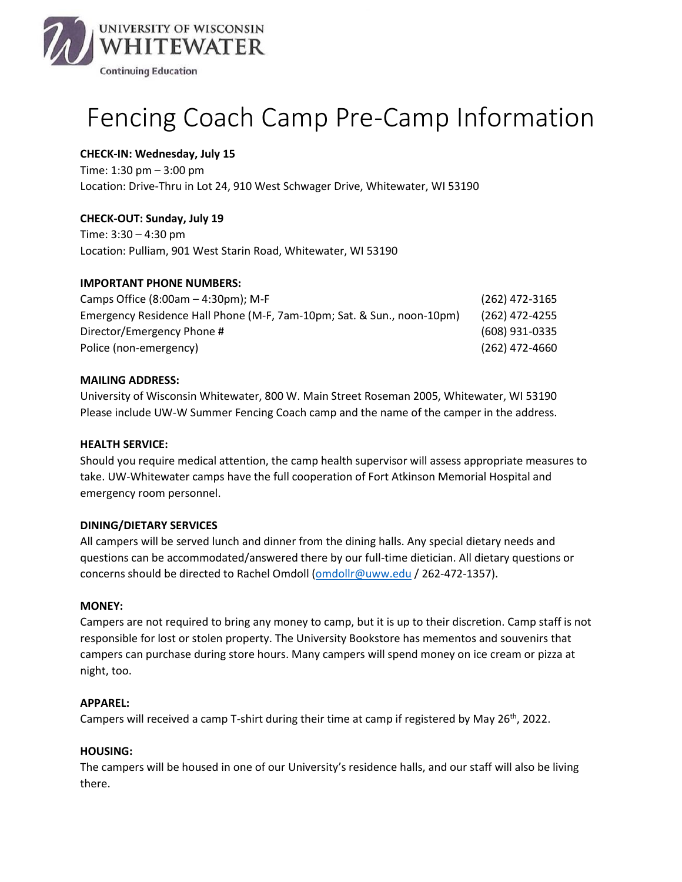UNIVERSITY OF WISCONSIN
WHITEWATER
Continuing Education

# Fencing Coach Camp Pre-Camp Information

**CHECK-IN: Wednesday, July 15**
Time: 1:30 pm – 3:00 pm
Location: Drive-Thru in Lot 24, 910 West Schwager Drive, Whitewater, WI 53190

**CHECK-OUT: Sunday, July 19**
Time: 3:30 – 4:30 pm
Location: Pulliam, 901 West Starin Road, Whitewater, WI 53190

**IMPORTANT PHONE NUMBERS:**

| | |
|---|---|
| Camps Office (8:00am – 4:30pm); M-F | (262) 472-3165 |
| Emergency Residence Hall Phone (M-F, 7am-10pm; Sat. & Sun., noon-10pm) | (262) 472-4255 |
| Director/Emergency Phone # | (608) 931-0335 |
| Police (non-emergency) | (262) 472-4660 |

**MAILING ADDRESS:**
University of Wisconsin Whitewater, 800 W. Main Street Roseman 2005, Whitewater, WI 53190
Please include UW-W Summer Fencing Coach camp and the name of the camper in the address.

**HEALTH SERVICE:**
Should you require medical attention, the camp health supervisor will assess appropriate measures to take. UW-Whitewater camps have the full cooperation of Fort Atkinson Memorial Hospital and emergency room personnel.

**DINING/DIETARY SERVICES**
All campers will be served lunch and dinner from the dining halls. Any special dietary needs and questions can be accommodated/answered there by our full-time dietician. All dietary questions or concerns should be directed to Rachel Omdoll (omdollr@uww.edu / 262-472-1357).

**MONEY:**
Campers are not required to bring any money to camp, but it is up to their discretion. Camp staff is not responsible for lost or stolen property. The University Bookstore has mementos and souvenirs that campers can purchase during store hours. Many campers will spend money on ice cream or pizza at night, too.

**APPAREL:**
Campers will received a camp T-shirt during their time at camp if registered by May 26th, 2022.

**HOUSING:**
The campers will be housed in one of our University's residence halls, and our staff will also be living there.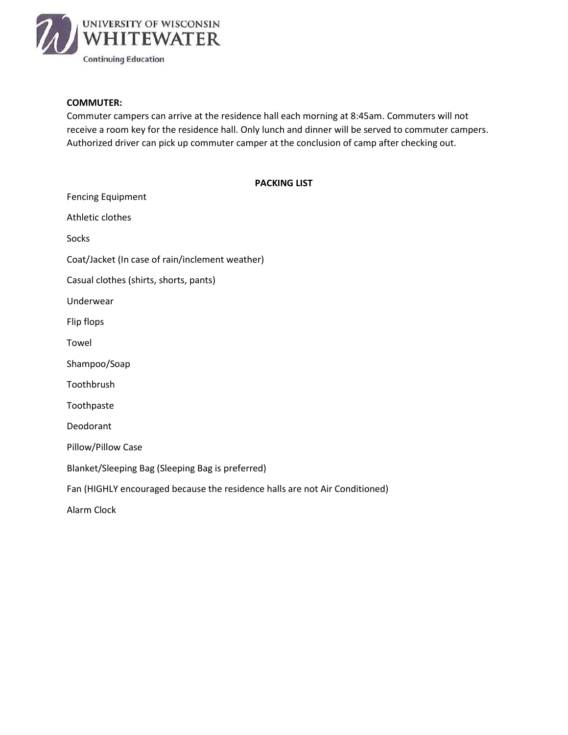**COMMUTER:**

Commuter campers can arrive at the residence hall each morning at 8:45am. Commuters will not receive a room key for the residence hall. Only lunch and dinner will be served to commuter campers. Authorized driver can pick up commuter camper at the conclusion of camp after checking out.

**PACKING LIST**

Fencing Equipment

Athletic clothes

Socks

Coat/Jacket (In case of rain/inclement weather)

Casual clothes (shirts, shorts, pants)

Underwear

Flip flops

Towel

Shampoo/Soap

Toothbrush

Toothpaste

Deodorant

Pillow/Pillow Case

Blanket/Sleeping Bag (Sleeping Bag is preferred)

Fan (HIGHLY encouraged because the residence halls are not Air Conditioned)

Alarm Clock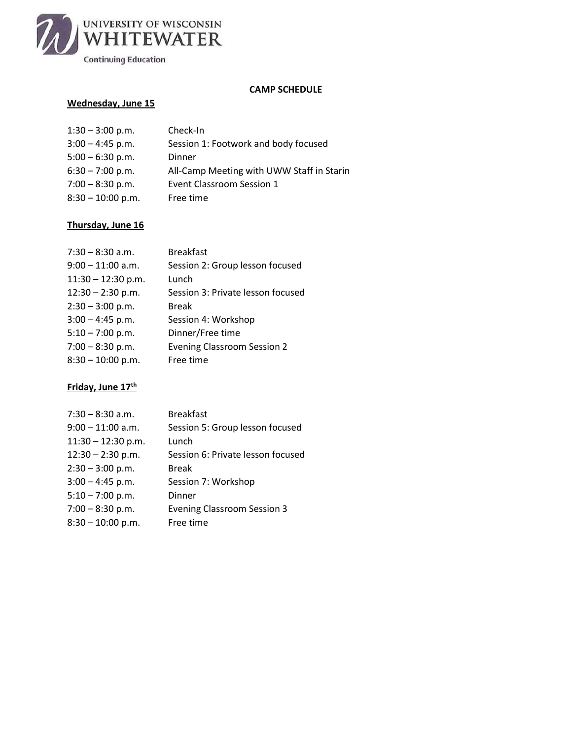UNIVERSITY OF WISCONSIN
WHITEWATER
Continuing Education

## CAMP SCHEDULE

**Wednesday, June 15**

| | |
|---|---|
| 1:30 – 3:00 p.m. | Check-In |
| 3:00 – 4:45 p.m. | Session 1: Footwork and body focused |
| 5:00 – 6:30 p.m. | Dinner |
| 6:30 – 7:00 p.m. | All-Camp Meeting with UWW Staff in Starin |
| 7:00 – 8:30 p.m. | Event Classroom Session 1 |
| 8:30 – 10:00 p.m. | Free time |

**Thursday, June 16**

| | |
|---|---|
| 7:30 – 8:30 a.m. | Breakfast |
| 9:00 – 11:00 a.m. | Session 2: Group lesson focused |
| 11:30 – 12:30 p.m. | Lunch |
| 12:30 – 2:30 p.m. | Session 3: Private lesson focused |
| 2:30 – 3:00 p.m. | Break |
| 3:00 – 4:45 p.m. | Session 4: Workshop |
| 5:10 – 7:00 p.m. | Dinner/Free time |
| 7:00 – 8:30 p.m. | Evening Classroom Session 2 |
| 8:30 – 10:00 p.m. | Free time |

**Friday, June 17th**

| | |
|---|---|
| 7:30 – 8:30 a.m. | Breakfast |
| 9:00 – 11:00 a.m. | Session 5: Group lesson focused |
| 11:30 – 12:30 p.m. | Lunch |
| 12:30 – 2:30 p.m. | Session 6: Private lesson focused |
| 2:30 – 3:00 p.m. | Break |
| 3:00 – 4:45 p.m. | Session 7: Workshop |
| 5:10 – 7:00 p.m. | Dinner |
| 7:00 – 8:30 p.m. | Evening Classroom Session 3 |
| 8:30 – 10:00 p.m. | Free time |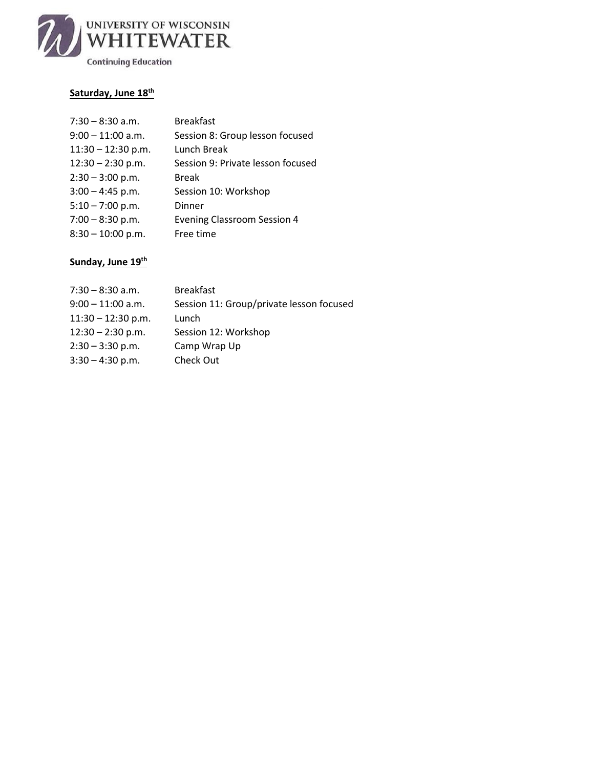**Saturday, June 18th**

| | |
|---|---|
| 7:30 – 8:30 a.m. | Breakfast |
| 9:00 – 11:00 a.m. | Session 8: Group lesson focused |
| 11:30 – 12:30 p.m. | Lunch Break |
| 12:30 – 2:30 p.m. | Session 9: Private lesson focused |
| 2:30 – 3:00 p.m. | Break |
| 3:00 – 4:45 p.m. | Session 10: Workshop |
| 5:10 – 7:00 p.m. | Dinner |
| 7:00 – 8:30 p.m. | Evening Classroom Session 4 |
| 8:30 – 10:00 p.m. | Free time |

**Sunday, June 19th**

| | |
|---|---|
| 7:30 – 8:30 a.m. | Breakfast |
| 9:00 – 11:00 a.m. | Session 11: Group/private lesson focused |
| 11:30 – 12:30 p.m. | Lunch |
| 12:30 – 2:30 p.m. | Session 12: Workshop |
| 2:30 – 3:30 p.m. | Camp Wrap Up |
| 3:30 – 4:30 p.m. | Check Out |